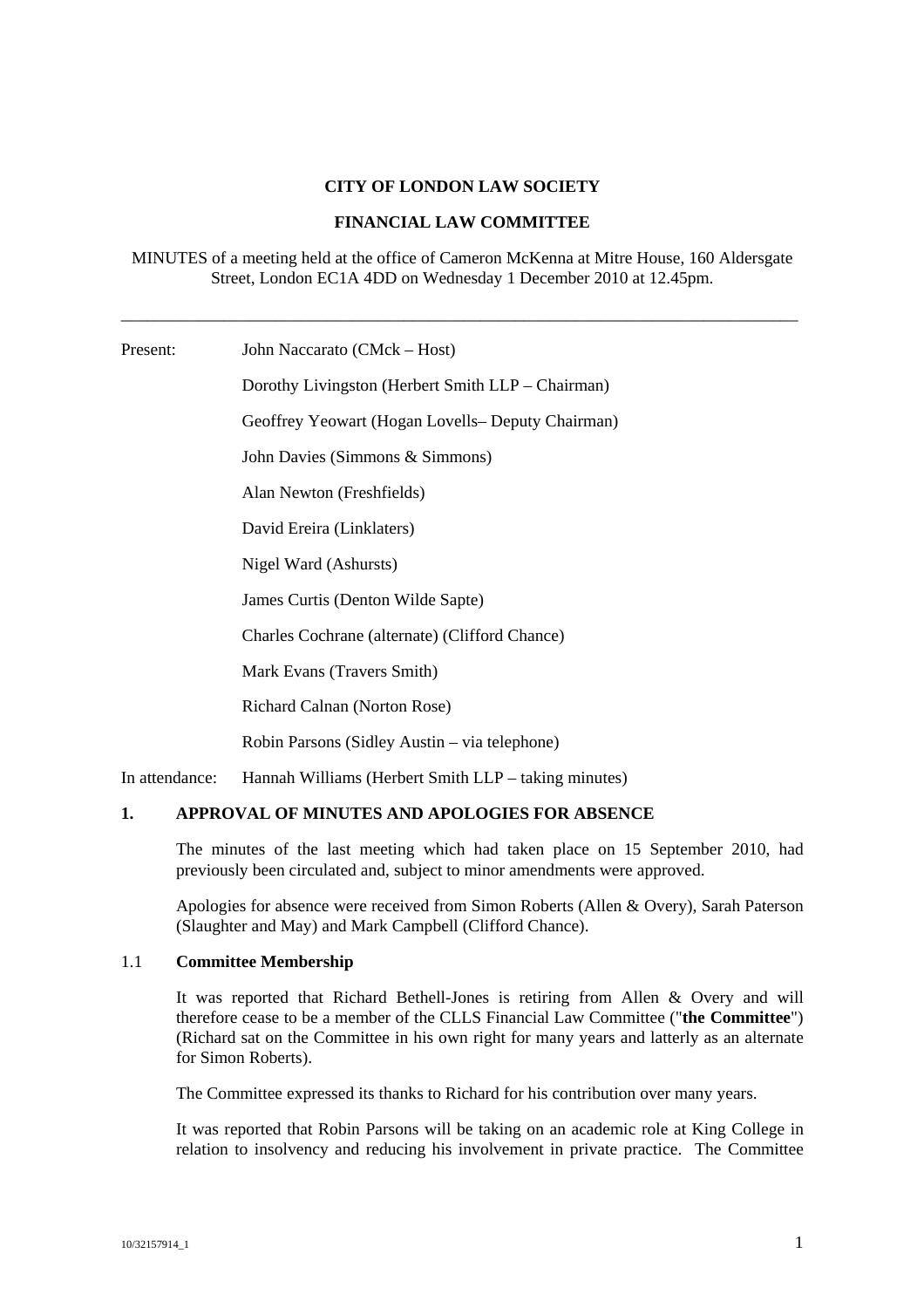**CITY OF LONDON LAW SOCIETY**

**FINANCIAL LAW COMMITTEE**

MINUTES of a meeting held at the office of Cameron McKenna at Mitre House, 160 Aldersgate Street, London EC1A 4DD on Wednesday 1 December 2010 at 12.45pm.

---

Present:

- John Naccarato (CMck – Host)
- Dorothy Livingston (Herbert Smith LLP – Chairman)
- Geoffrey Yeowart (Hogan Lovells– Deputy Chairman)
- John Davies (Simmons & Simmons)
- Alan Newton (Freshfields)
- David Ereira (Linklaters)
- Nigel Ward (Ashursts)
- James Curtis (Denton Wilde Sapte)
- Charles Cochrane (alternate) (Clifford Chance)
- Mark Evans (Travers Smith)
- Richard Calnan (Norton Rose)
- Robin Parsons (Sidley Austin – via telephone)

In attendance: Hannah Williams (Herbert Smith LLP – taking minutes)

## 1. APPROVAL OF MINUTES AND APOLOGIES FOR ABSENCE

The minutes of the last meeting which had taken place on 15 September 2010, had previously been circulated and, subject to minor amendments were approved.

Apologies for absence were received from Simon Roberts (Allen & Overy), Sarah Paterson (Slaughter and May) and Mark Campbell (Clifford Chance).

### 1.1 Committee Membership

It was reported that Richard Bethell-Jones is retiring from Allen & Overy and will therefore cease to be a member of the CLLS Financial Law Committee ("**the Committee**") (Richard sat on the Committee in his own right for many years and latterly as an alternate for Simon Roberts).

The Committee expressed its thanks to Richard for his contribution over many years.

It was reported that Robin Parsons will be taking on an academic role at King College in relation to insolvency and reducing his involvement in private practice. The Committee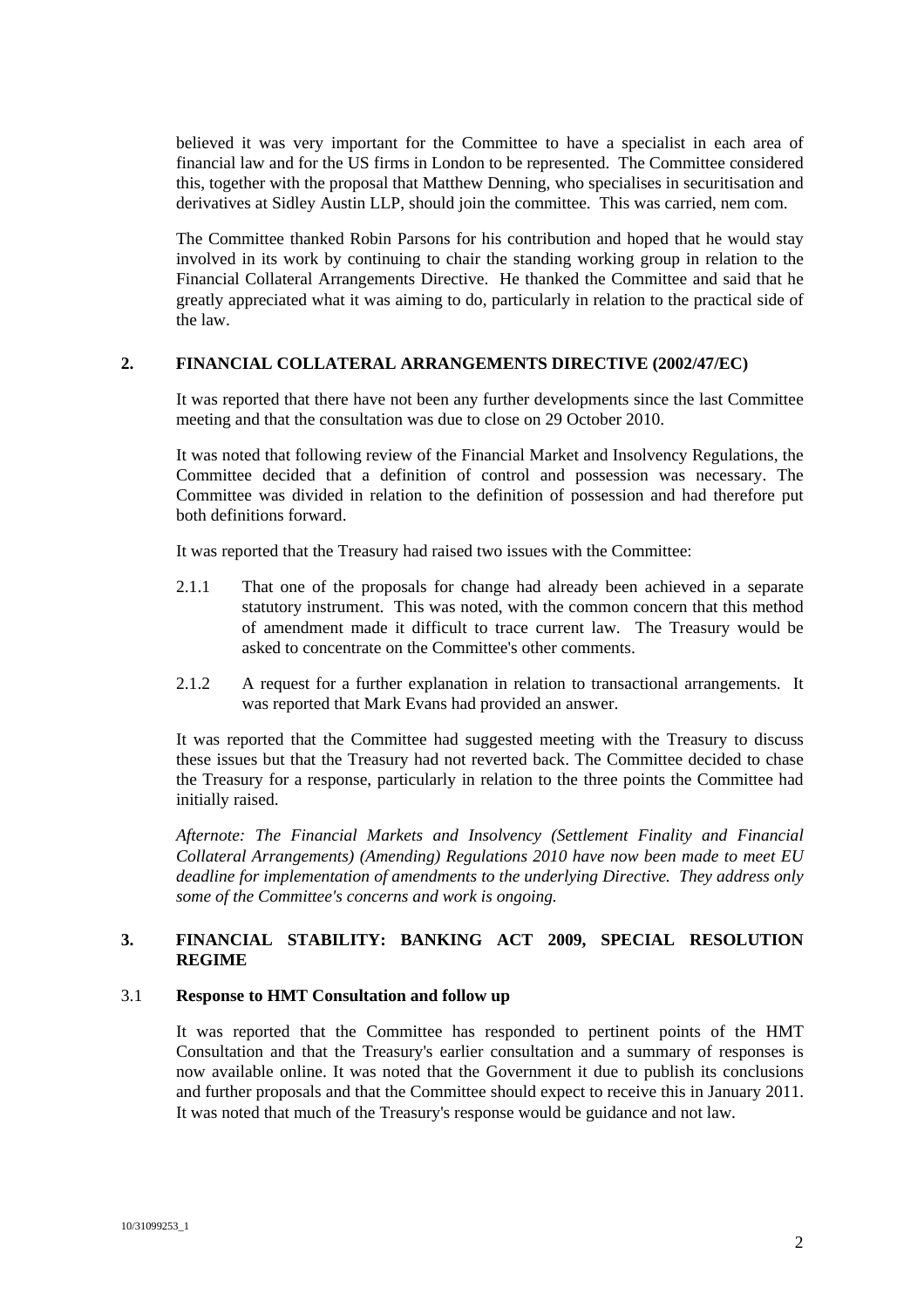believed it was very important for the Committee to have a specialist in each area of financial law and for the US firms in London to be represented. The Committee considered this, together with the proposal that Matthew Denning, who specialises in securitisation and derivatives at Sidley Austin LLP, should join the committee. This was carried, nem com.

The Committee thanked Robin Parsons for his contribution and hoped that he would stay involved in its work by continuing to chair the standing working group in relation to the Financial Collateral Arrangements Directive. He thanked the Committee and said that he greatly appreciated what it was aiming to do, particularly in relation to the practical side of the law.

## 2. FINANCIAL COLLATERAL ARRANGEMENTS DIRECTIVE (2002/47/EC)

It was reported that there have not been any further developments since the last Committee meeting and that the consultation was due to close on 29 October 2010.

It was noted that following review of the Financial Market and Insolvency Regulations, the Committee decided that a definition of control and possession was necessary. The Committee was divided in relation to the definition of possession and had therefore put both definitions forward.

It was reported that the Treasury had raised two issues with the Committee:

2.1.1 That one of the proposals for change had already been achieved in a separate statutory instrument. This was noted, with the common concern that this method of amendment made it difficult to trace current law. The Treasury would be asked to concentrate on the Committee's other comments.

2.1.2 A request for a further explanation in relation to transactional arrangements. It was reported that Mark Evans had provided an answer.

It was reported that the Committee had suggested meeting with the Treasury to discuss these issues but that the Treasury had not reverted back. The Committee decided to chase the Treasury for a response, particularly in relation to the three points the Committee had initially raised.

*Afternote: The Financial Markets and Insolvency (Settlement Finality and Financial Collateral Arrangements) (Amending) Regulations 2010 have now been made to meet EU deadline for implementation of amendments to the underlying Directive. They address only some of the Committee's concerns and work is ongoing.*

## 3. FINANCIAL STABILITY: BANKING ACT 2009, SPECIAL RESOLUTION REGIME

### 3.1 Response to HMT Consultation and follow up

It was reported that the Committee has responded to pertinent points of the HMT Consultation and that the Treasury's earlier consultation and a summary of responses is now available online. It was noted that the Government it due to publish its conclusions and further proposals and that the Committee should expect to receive this in January 2011. It was noted that much of the Treasury's response would be guidance and not law.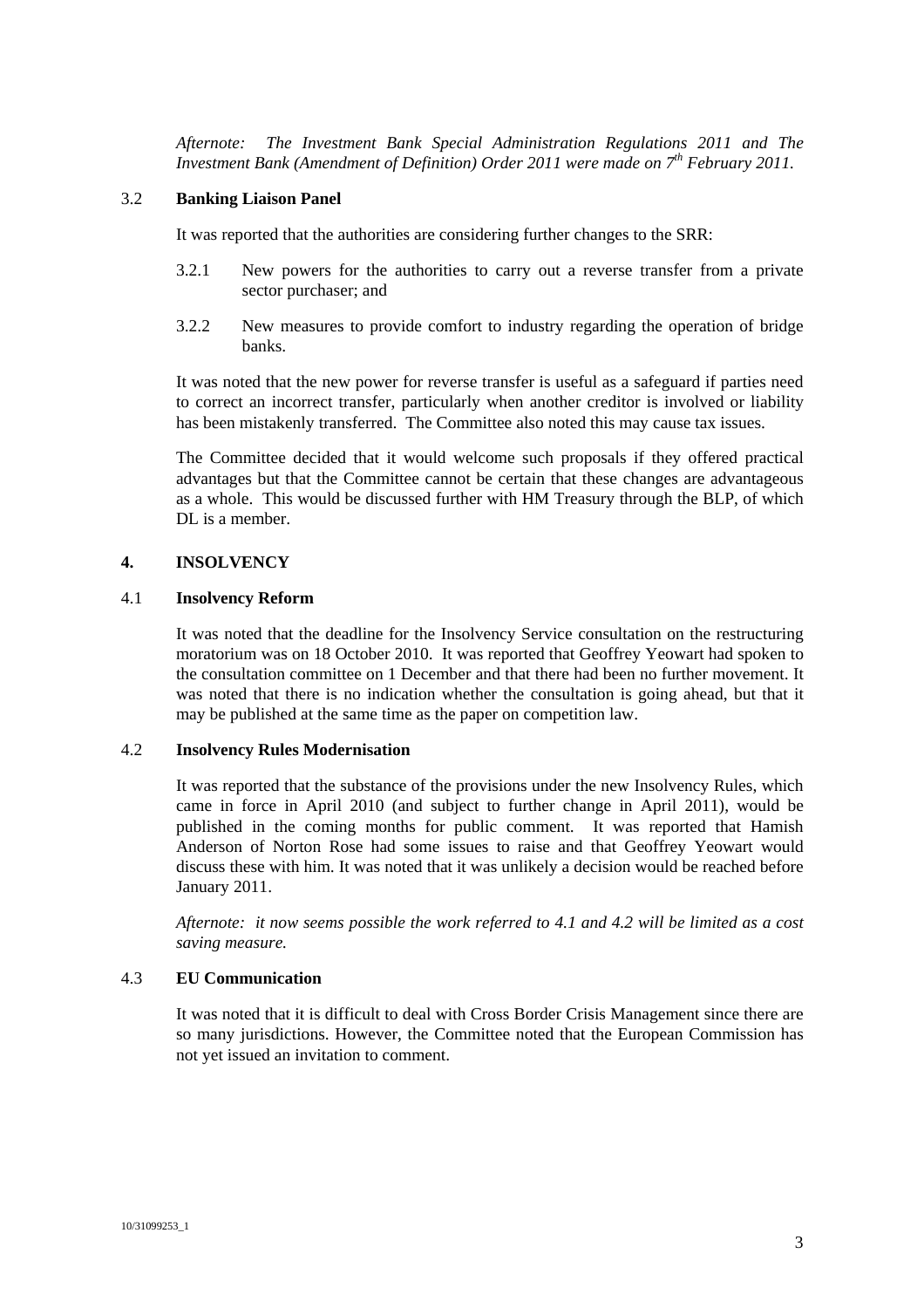*Afternote: The Investment Bank Special Administration Regulations 2011 and The Investment Bank (Amendment of Definition) Order 2011 were made on 7th February 2011.*

### 3.2 Banking Liaison Panel

It was reported that the authorities are considering further changes to the SRR:

3.2.1 New powers for the authorities to carry out a reverse transfer from a private sector purchaser; and

3.2.2 New measures to provide comfort to industry regarding the operation of bridge banks.

It was noted that the new power for reverse transfer is useful as a safeguard if parties need to correct an incorrect transfer, particularly when another creditor is involved or liability has been mistakenly transferred. The Committee also noted this may cause tax issues.

The Committee decided that it would welcome such proposals if they offered practical advantages but that the Committee cannot be certain that these changes are advantageous as a whole. This would be discussed further with HM Treasury through the BLP, of which DL is a member.

## 4. INSOLVENCY

### 4.1 Insolvency Reform

It was noted that the deadline for the Insolvency Service consultation on the restructuring moratorium was on 18 October 2010. It was reported that Geoffrey Yeowart had spoken to the consultation committee on 1 December and that there had been no further movement. It was noted that there is no indication whether the consultation is going ahead, but that it may be published at the same time as the paper on competition law.

### 4.2 Insolvency Rules Modernisation

It was reported that the substance of the provisions under the new Insolvency Rules, which came in force in April 2010 (and subject to further change in April 2011), would be published in the coming months for public comment. It was reported that Hamish Anderson of Norton Rose had some issues to raise and that Geoffrey Yeowart would discuss these with him. It was noted that it was unlikely a decision would be reached before January 2011.

*Afternote: it now seems possible the work referred to 4.1 and 4.2 will be limited as a cost saving measure.*

### 4.3 EU Communication

It was noted that it is difficult to deal with Cross Border Crisis Management since there are so many jurisdictions. However, the Committee noted that the European Commission has not yet issued an invitation to comment.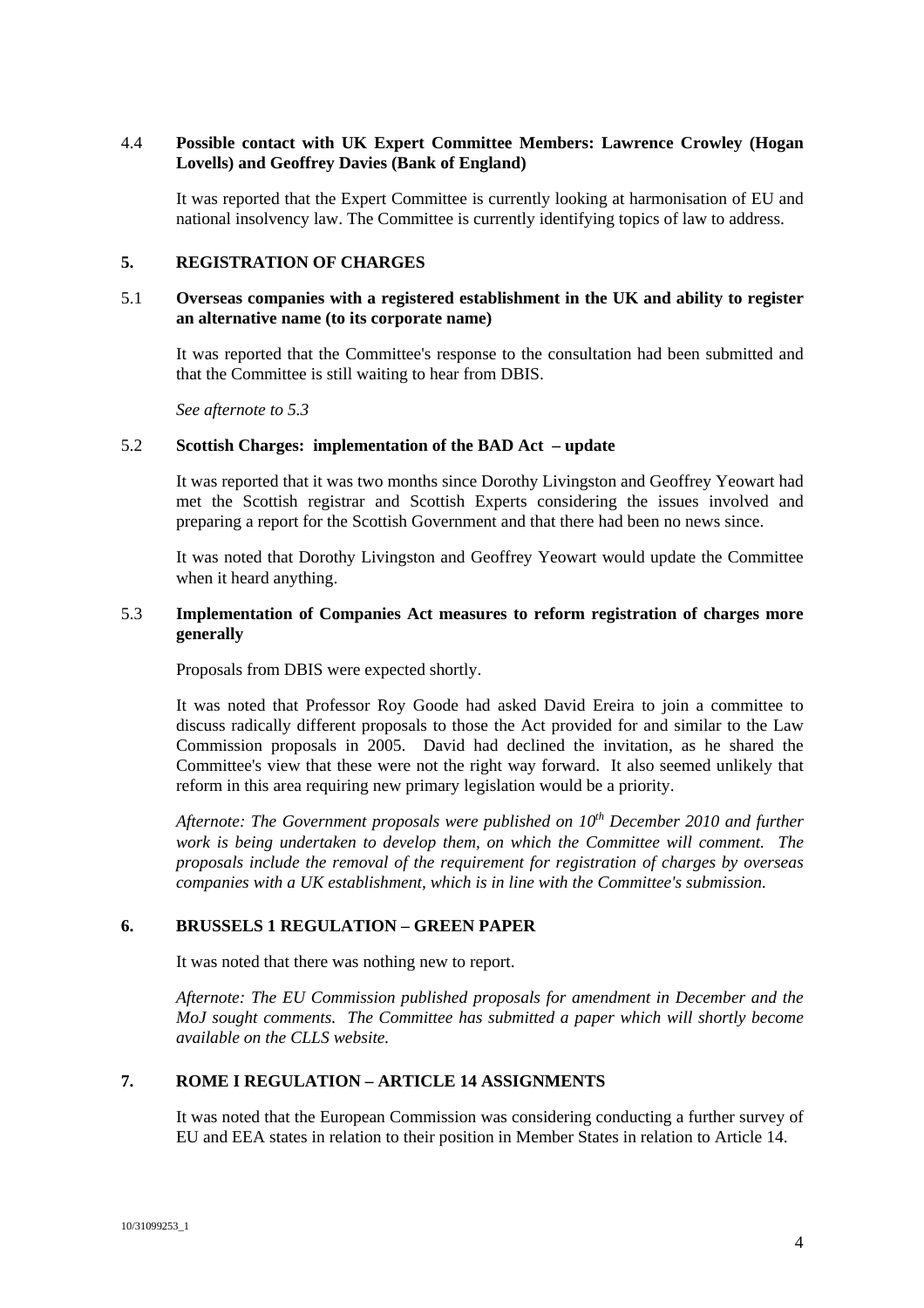### 4.4 **Possible contact with UK Expert Committee Members: Lawrence Crowley (Hogan Lovells) and Geoffrey Davies (Bank of England)**

It was reported that the Expert Committee is currently looking at harmonisation of EU and national insolvency law. The Committee is currently identifying topics of law to address.

## 5. REGISTRATION OF CHARGES

### 5.1 **Overseas companies with a registered establishment in the UK and ability to register an alternative name (to its corporate name)**

It was reported that the Committee's response to the consultation had been submitted and that the Committee is still waiting to hear from DBIS.

*See afternote to 5.3*

### 5.2 **Scottish Charges: implementation of the BAD Act – update**

It was reported that it was two months since Dorothy Livingston and Geoffrey Yeowart had met the Scottish registrar and Scottish Experts considering the issues involved and preparing a report for the Scottish Government and that there had been no news since.

It was noted that Dorothy Livingston and Geoffrey Yeowart would update the Committee when it heard anything.

### 5.3 **Implementation of Companies Act measures to reform registration of charges more generally**

Proposals from DBIS were expected shortly.

It was noted that Professor Roy Goode had asked David Ereira to join a committee to discuss radically different proposals to those the Act provided for and similar to the Law Commission proposals in 2005. David had declined the invitation, as he shared the Committee's view that these were not the right way forward. It also seemed unlikely that reform in this area requiring new primary legislation would be a priority.

*Afternote: The Government proposals were published on 10th December 2010 and further work is being undertaken to develop them, on which the Committee will comment. The proposals include the removal of the requirement for registration of charges by overseas companies with a UK establishment, which is in line with the Committee's submission.*

## 6. BRUSSELS 1 REGULATION – GREEN PAPER

It was noted that there was nothing new to report.

*Afternote: The EU Commission published proposals for amendment in December and the MoJ sought comments. The Committee has submitted a paper which will shortly become available on the CLLS website.*

## 7. ROME I REGULATION – ARTICLE 14 ASSIGNMENTS

It was noted that the European Commission was considering conducting a further survey of EU and EEA states in relation to their position in Member States in relation to Article 14.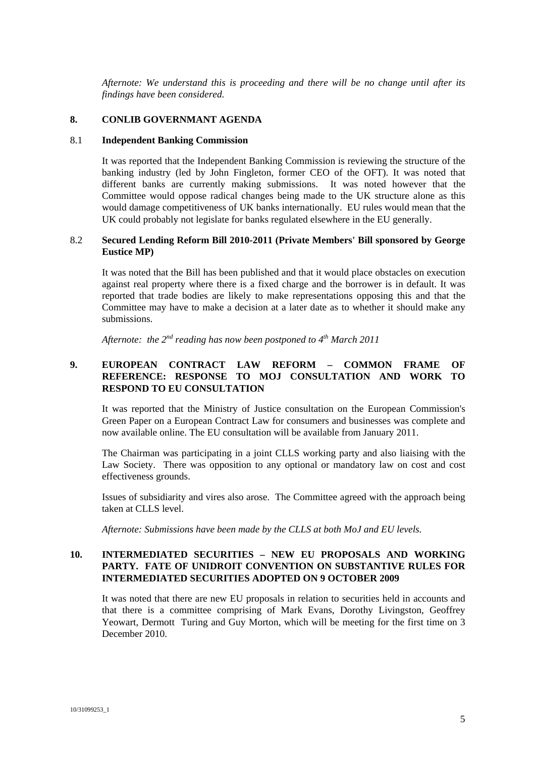*Afternote: We understand this is proceeding and there will be no change until after its findings have been considered.*

## 8. CONLIB GOVERNMANT AGENDA

### 8.1 Independent Banking Commission

It was reported that the Independent Banking Commission is reviewing the structure of the banking industry (led by John Fingleton, former CEO of the OFT). It was noted that different banks are currently making submissions. It was noted however that the Committee would oppose radical changes being made to the UK structure alone as this would damage competitiveness of UK banks internationally. EU rules would mean that the UK could probably not legislate for banks regulated elsewhere in the EU generally.

### 8.2 Secured Lending Reform Bill 2010-2011 (Private Members' Bill sponsored by George Eustice MP)

It was noted that the Bill has been published and that it would place obstacles on execution against real property where there is a fixed charge and the borrower is in default. It was reported that trade bodies are likely to make representations opposing this and that the Committee may have to make a decision at a later date as to whether it should make any submissions.

*Afternote: the 2nd reading has now been postponed to 4th March 2011*

## 9. EUROPEAN CONTRACT LAW REFORM – COMMON FRAME OF REFERENCE: RESPONSE TO MOJ CONSULTATION AND WORK TO RESPOND TO EU CONSULTATION

It was reported that the Ministry of Justice consultation on the European Commission's Green Paper on a European Contract Law for consumers and businesses was complete and now available online. The EU consultation will be available from January 2011.

The Chairman was participating in a joint CLLS working party and also liaising with the Law Society. There was opposition to any optional or mandatory law on cost and cost effectiveness grounds.

Issues of subsidiarity and vires also arose. The Committee agreed with the approach being taken at CLLS level.

*Afternote: Submissions have been made by the CLLS at both MoJ and EU levels.*

## 10. INTERMEDIATED SECURITIES – NEW EU PROPOSALS AND WORKING PARTY. FATE OF UNIDROIT CONVENTION ON SUBSTANTIVE RULES FOR INTERMEDIATED SECURITIES ADOPTED ON 9 OCTOBER 2009

It was noted that there are new EU proposals in relation to securities held in accounts and that there is a committee comprising of Mark Evans, Dorothy Livingston, Geoffrey Yeowart, Dermott Turing and Guy Morton, which will be meeting for the first time on 3 December 2010.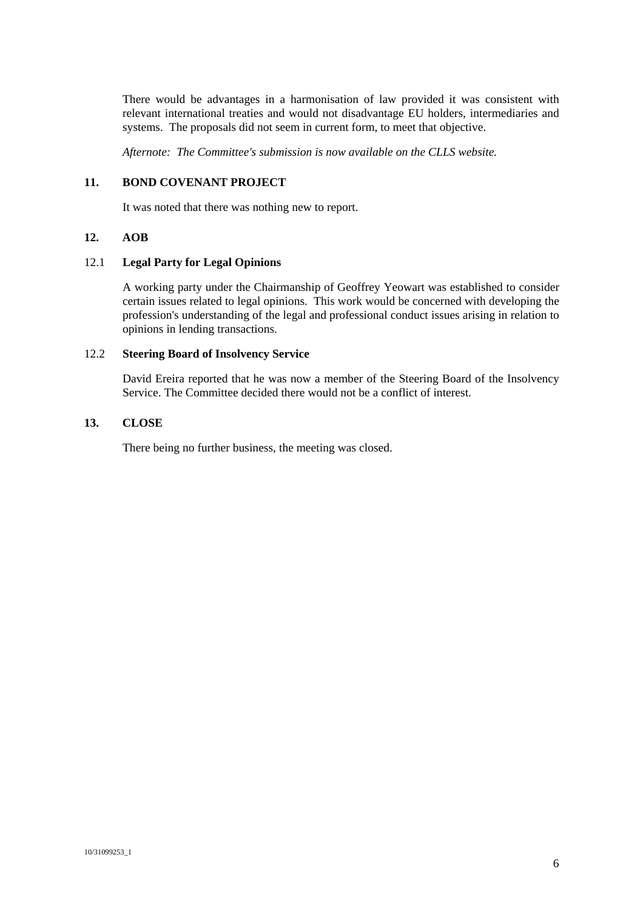There would be advantages in a harmonisation of law provided it was consistent with relevant international treaties and would not disadvantage EU holders, intermediaries and systems. The proposals did not seem in current form, to meet that objective.

*Afternote: The Committee's submission is now available on the CLLS website.*

## 11. BOND COVENANT PROJECT

It was noted that there was nothing new to report.

## 12. AOB

### 12.1 Legal Party for Legal Opinions

A working party under the Chairmanship of Geoffrey Yeowart was established to consider certain issues related to legal opinions. This work would be concerned with developing the profession's understanding of the legal and professional conduct issues arising in relation to opinions in lending transactions.

### 12.2 Steering Board of Insolvency Service

David Ereira reported that he was now a member of the Steering Board of the Insolvency Service. The Committee decided there would not be a conflict of interest.

## 13. CLOSE

There being no further business, the meeting was closed.

10/31099253_1